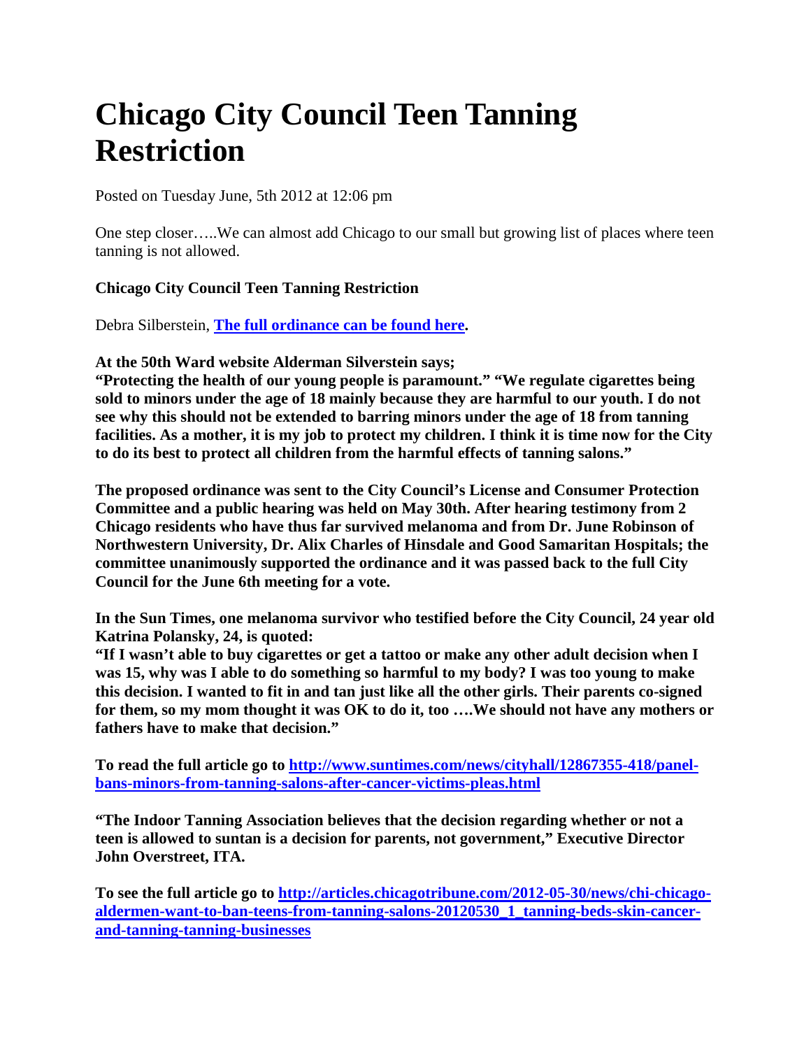# Chicago City Council Teen Tanning Restriction

Posted on Tuesday June, 5th 2012 at 12:06 pm

One step closer…..We can almost add Chicago to our small but growing list of places where teen tanning is not allowed.

**Chicago City Council Teen Tanning Restriction**

Debra Silberstein, **[The full ordinance can be found here](#).**

**At the 50th Ward website Alderman Silverstein says;**
**"Protecting the health of our young people is paramount." "We regulate cigarettes being sold to minors under the age of 18 mainly because they are harmful to our youth. I do not see why this should not be extended to barring minors under the age of 18 from tanning facilities. As a mother, it is my job to protect my children. I think it is time now for the City to do its best to protect all children from the harmful effects of tanning salons."**

**The proposed ordinance was sent to the City Council's License and Consumer Protection Committee and a public hearing was held on May 30th. After hearing testimony from 2 Chicago residents who have thus far survived melanoma and from Dr. June Robinson of Northwestern University, Dr. Alix Charles of Hinsdale and Good Samaritan Hospitals; the committee unanimously supported the ordinance and it was passed back to the full City Council for the June 6th meeting for a vote.**

**In the Sun Times, one melanoma survivor who testified before the City Council, 24 year old Katrina Polansky, 24, is quoted:**
**"If I wasn't able to buy cigarettes or get a tattoo or make any other adult decision when I was 15, why was I able to do something so harmful to my body? I was too young to make this decision. I wanted to fit in and tan just like all the other girls. Their parents co-signed for them, so my mom thought it was OK to do it, too ….We should not have any mothers or fathers have to make that decision."**

**To read the full article go to [http://www.suntimes.com/news/cityhall/12867355-418/panel-bans-minors-from-tanning-salons-after-cancer-victims-pleas.html](http://www.suntimes.com/news/cityhall/12867355-418/panel-bans-minors-from-tanning-salons-after-cancer-victims-pleas.html)**

**"The Indoor Tanning Association believes that the decision regarding whether or not a teen is allowed to suntan is a decision for parents, not government," Executive Director John Overstreet, ITA.**

**To see the full article go to [http://articles.chicagotribune.com/2012-05-30/news/chi-chicago-aldermen-want-to-ban-teens-from-tanning-salons-20120530_1_tanning-beds-skin-cancer-and-tanning-tanning-businesses](http://articles.chicagotribune.com/2012-05-30/news/chi-chicago-aldermen-want-to-ban-teens-from-tanning-salons-20120530_1_tanning-beds-skin-cancer-and-tanning-tanning-businesses)**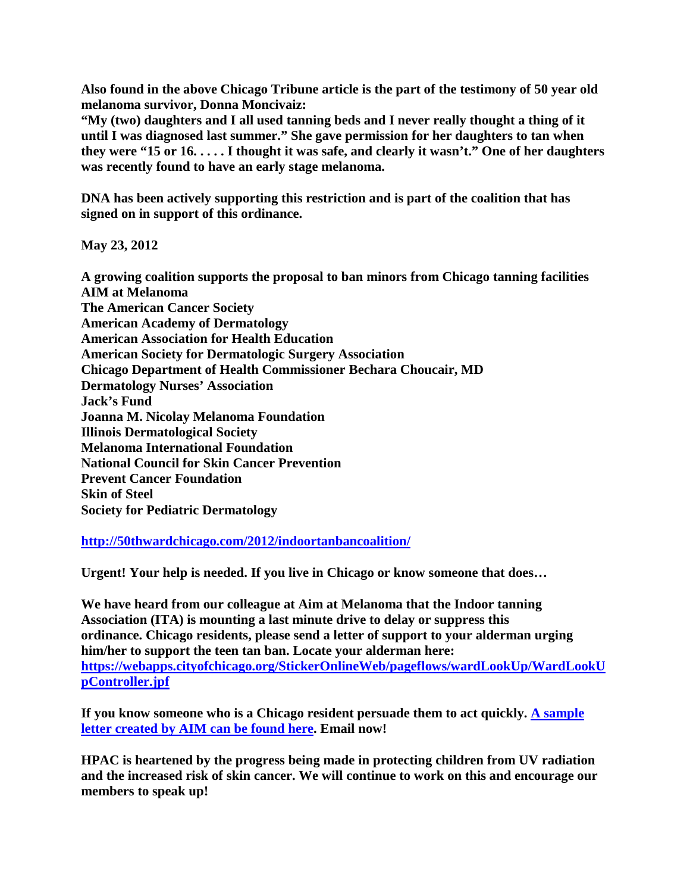**Also found in the above Chicago Tribune article is the part of the testimony of 50 year old melanoma survivor, Donna Moncivaiz:**
**"My (two) daughters and I all used tanning beds and I never really thought a thing of it until I was diagnosed last summer." She gave permission for her daughters to tan when they were "15 or 16. . . . . I thought it was safe, and clearly it wasn't." One of her daughters was recently found to have an early stage melanoma.**

**DNA has been actively supporting this restriction and is part of the coalition that has signed on in support of this ordinance.**

**May 23, 2012**

**A growing coalition supports the proposal to ban minors from Chicago tanning facilities**
**AIM at Melanoma**
**The American Cancer Society**
**American Academy of Dermatology**
**American Association for Health Education**
**American Society for Dermatologic Surgery Association**
**Chicago Department of Health Commissioner Bechara Choucair, MD**
**Dermatology Nurses' Association**
**Jack's Fund**
**Joanna M. Nicolay Melanoma Foundation**
**Illinois Dermatological Society**
**Melanoma International Foundation**
**National Council for Skin Cancer Prevention**
**Prevent Cancer Foundation**
**Skin of Steel**
**Society for Pediatric Dermatology**

**[http://50thwardchicago.com/2012/indoortanbancoalition/](http://50thwardchicago.com/2012/indoortanbancoalition/)**

**Urgent! Your help is needed. If you live in Chicago or know someone that does…**

**We have heard from our colleague at Aim at Melanoma that the Indoor tanning Association (ITA) is mounting a last minute drive to delay or suppress this ordinance. Chicago residents, please send a letter of support to your alderman urging him/her to support the teen tan ban. Locate your alderman here: [https://webapps.cityofchicago.org/StickerOnlineWeb/pageflows/wardLookUp/WardLookUpController.jpf](https://webapps.cityofchicago.org/StickerOnlineWeb/pageflows/wardLookUp/WardLookUpController.jpf)**

**If you know someone who is a Chicago resident persuade them to act quickly. A sample letter created by AIM can be found here. Email now!**

**HPAC is heartened by the progress being made in protecting children from UV radiation and the increased risk of skin cancer. We will continue to work on this and encourage our members to speak up!**